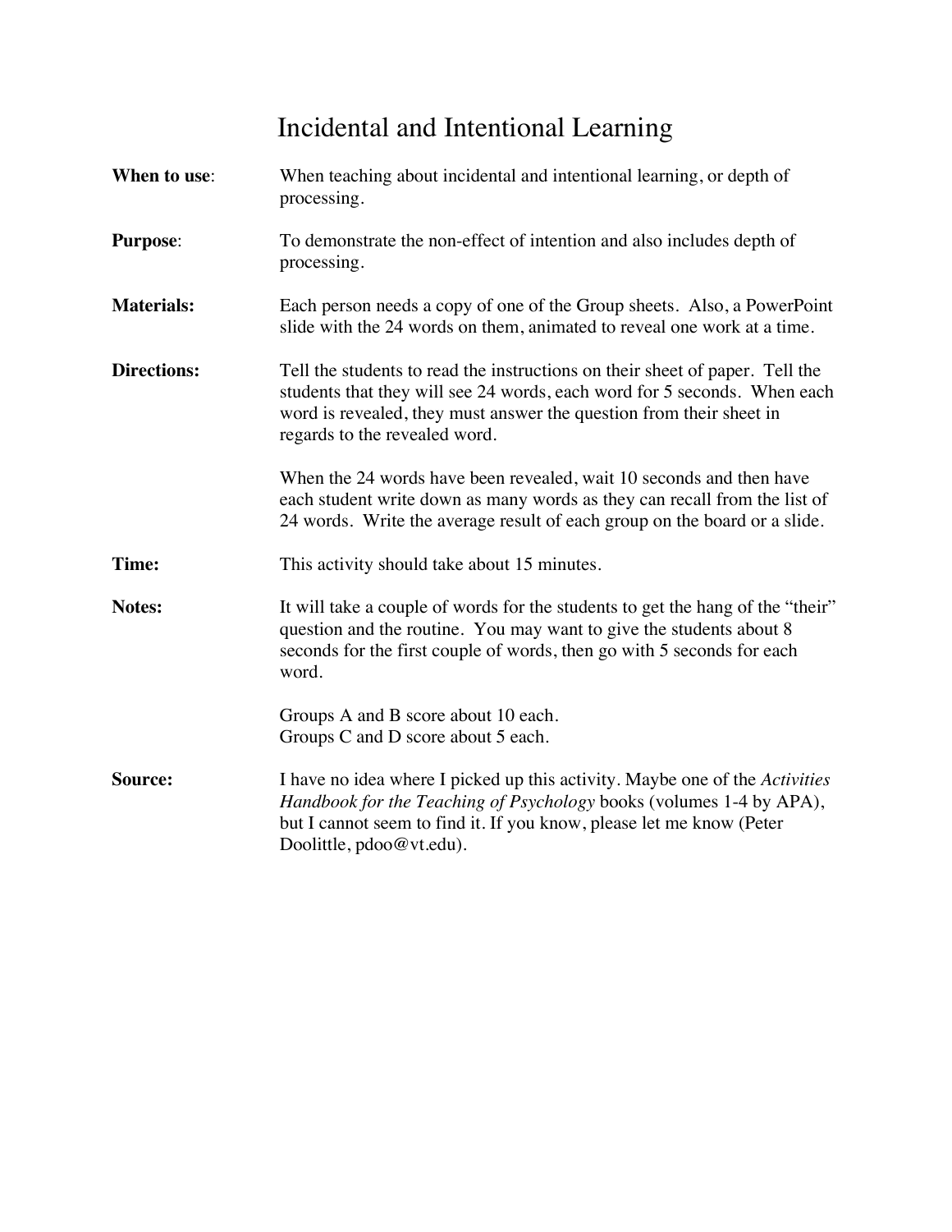# Incidental and Intentional Learning

**When to use**: When teaching about incidental and intentional learning, or depth of processing.

**Purpose**: To demonstrate the non-effect of intention and also includes depth of processing.

**Materials:** Each person needs a copy of one of the Group sheets. Also, a PowerPoint slide with the 24 words on them, animated to reveal one work at a time.

**Directions:** Tell the students to read the instructions on their sheet of paper. Tell the students that they will see 24 words, each word for 5 seconds. When each word is revealed, they must answer the question from their sheet in regards to the revealed word.

When the 24 words have been revealed, wait 10 seconds and then have each student write down as many words as they can recall from the list of 24 words. Write the average result of each group on the board or a slide.

**Time:** This activity should take about 15 minutes.

**Notes:** It will take a couple of words for the students to get the hang of the "their" question and the routine. You may want to give the students about 8 seconds for the first couple of words, then go with 5 seconds for each word.

Groups A and B score about 10 each.
Groups C and D score about 5 each.

**Source:** I have no idea where I picked up this activity. Maybe one of the *Activities Handbook for the Teaching of Psychology* books (volumes 1-4 by APA), but I cannot seem to find it. If you know, please let me know (Peter Doolittle, pdoo@vt.edu).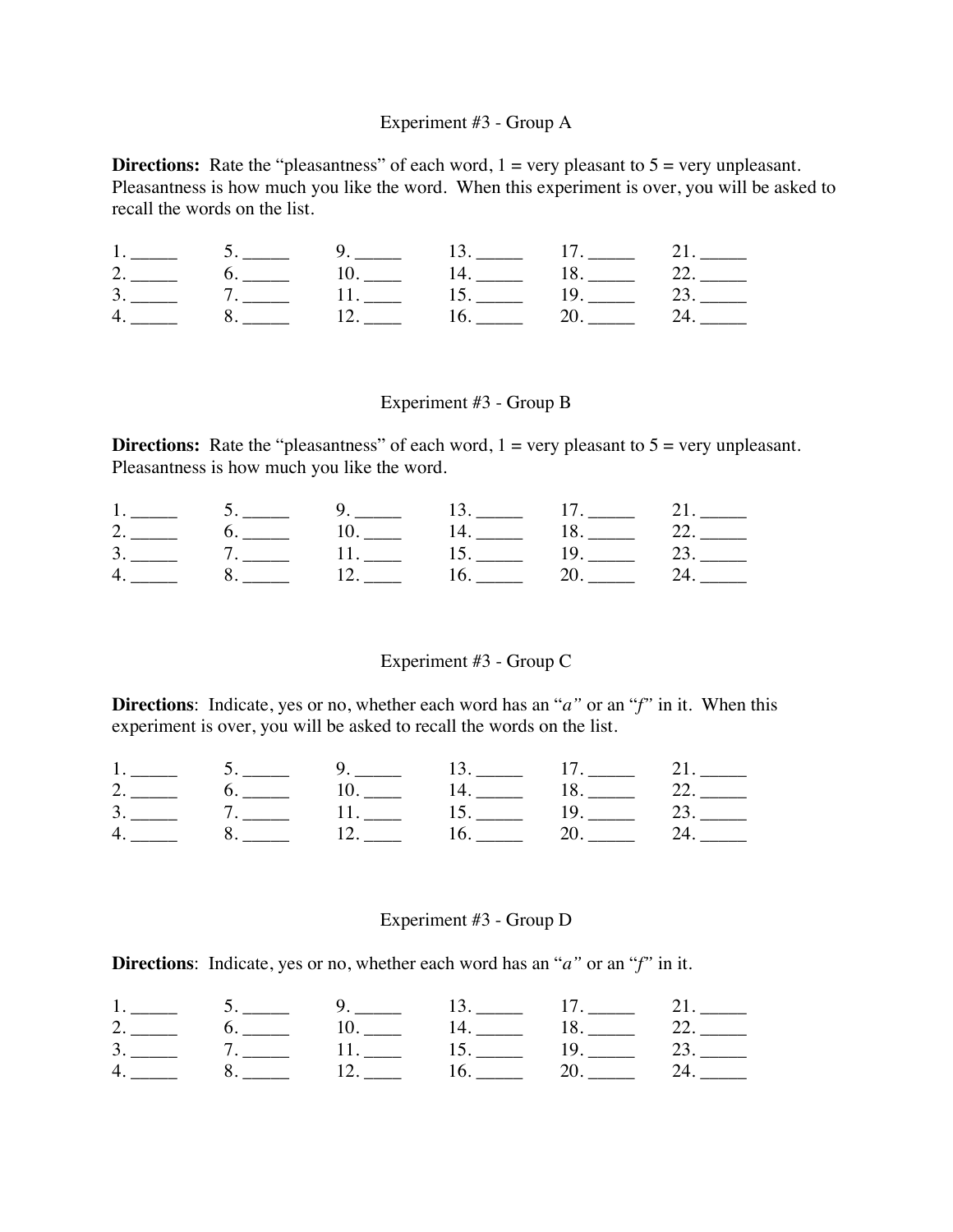Experiment #3 - Group A

**Directions:** Rate the "pleasantness" of each word, 1 = very pleasant to 5 = very unpleasant. Pleasantness is how much you like the word. When this experiment is over, you will be asked to recall the words on the list.

| | | | | | |
|---|---|---|---|---|---|
| 1. _____ | 5. _____ | 9. _____ | 13. _____ | 17. _____ | 21. _____ |
| 2. _____ | 6. _____ | 10. ____ | 14. _____ | 18. _____ | 22. _____ |
| 3. _____ | 7. _____ | 11. ____ | 15. _____ | 19. _____ | 23. _____ |
| 4. _____ | 8. _____ | 12. ____ | 16. _____ | 20. _____ | 24. _____ |

Experiment #3 - Group B

**Directions:** Rate the "pleasantness" of each word, 1 = very pleasant to 5 = very unpleasant. Pleasantness is how much you like the word.

| | | | | | |
|---|---|---|---|---|---|
| 1. _____ | 5. _____ | 9. _____ | 13. _____ | 17. _____ | 21. _____ |
| 2. _____ | 6. _____ | 10. ____ | 14. _____ | 18. _____ | 22. _____ |
| 3. _____ | 7. _____ | 11. ____ | 15. _____ | 19. _____ | 23. _____ |
| 4. _____ | 8. _____ | 12. ____ | 16. _____ | 20. _____ | 24. _____ |

Experiment #3 - Group C

**Directions**: Indicate, yes or no, whether each word has an "*a*" or an "*f*" in it. When this experiment is over, you will be asked to recall the words on the list.

| | | | | | |
|---|---|---|---|---|---|
| 1. _____ | 5. _____ | 9. _____ | 13. _____ | 17. _____ | 21. _____ |
| 2. _____ | 6. _____ | 10. ____ | 14. _____ | 18. _____ | 22. _____ |
| 3. _____ | 7. _____ | 11. ____ | 15. _____ | 19. _____ | 23. _____ |
| 4. _____ | 8. _____ | 12. ____ | 16. _____ | 20. _____ | 24. _____ |

Experiment #3 - Group D

**Directions**: Indicate, yes or no, whether each word has an "*a*" or an "*f*" in it.

| | | | | | |
|---|---|---|---|---|---|
| 1. _____ | 5. _____ | 9. _____ | 13. _____ | 17. _____ | 21. _____ |
| 2. _____ | 6. _____ | 10. ____ | 14. _____ | 18. _____ | 22. _____ |
| 3. _____ | 7. _____ | 11. ____ | 15. _____ | 19. _____ | 23. _____ |
| 4. _____ | 8. _____ | 12. ____ | 16. _____ | 20. _____ | 24. _____ |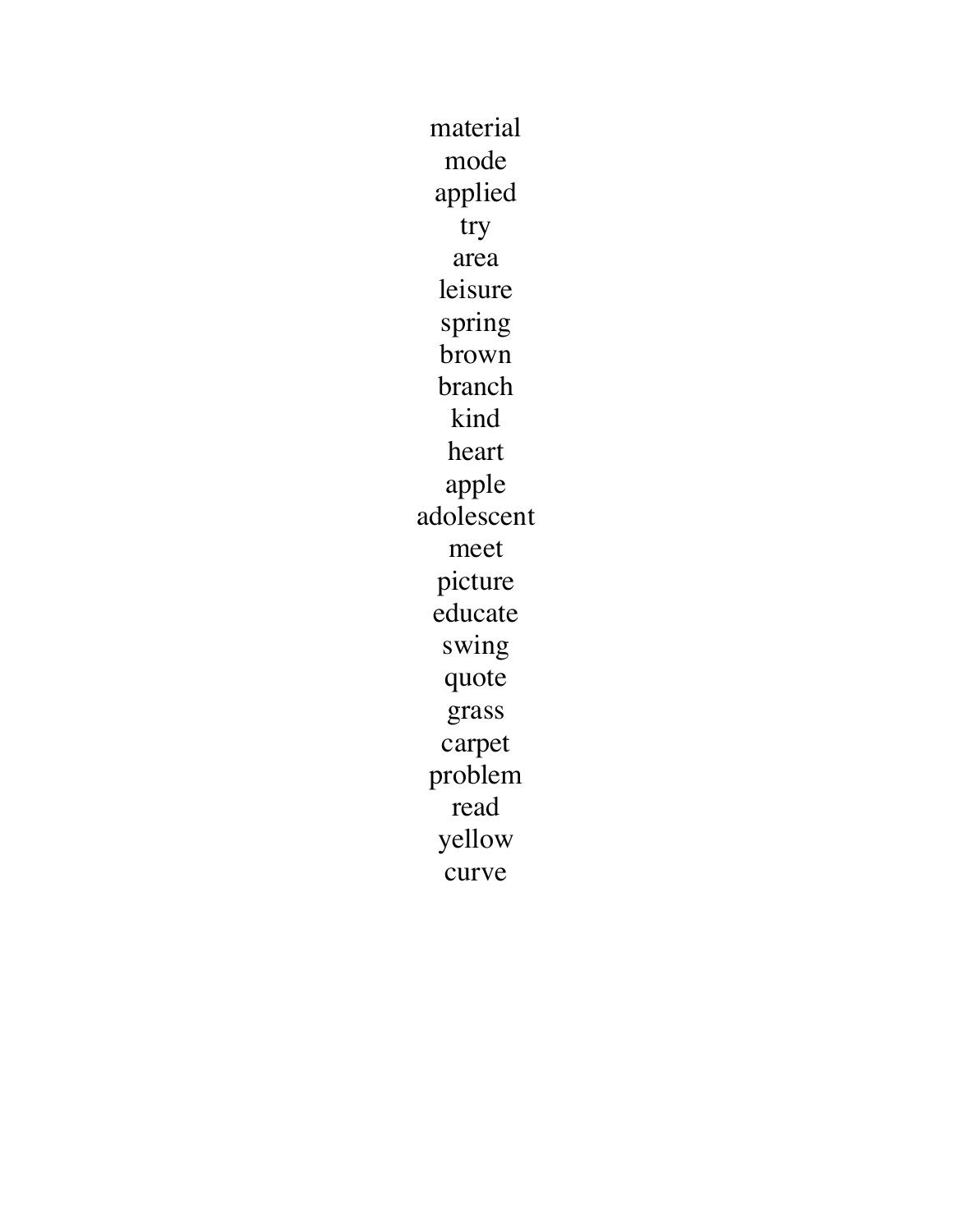material
mode
applied
try
area
leisure
spring
brown
branch
kind
heart
apple
adolescent
meet
picture
educate
swing
quote
grass
carpet
problem
read
yellow
curve